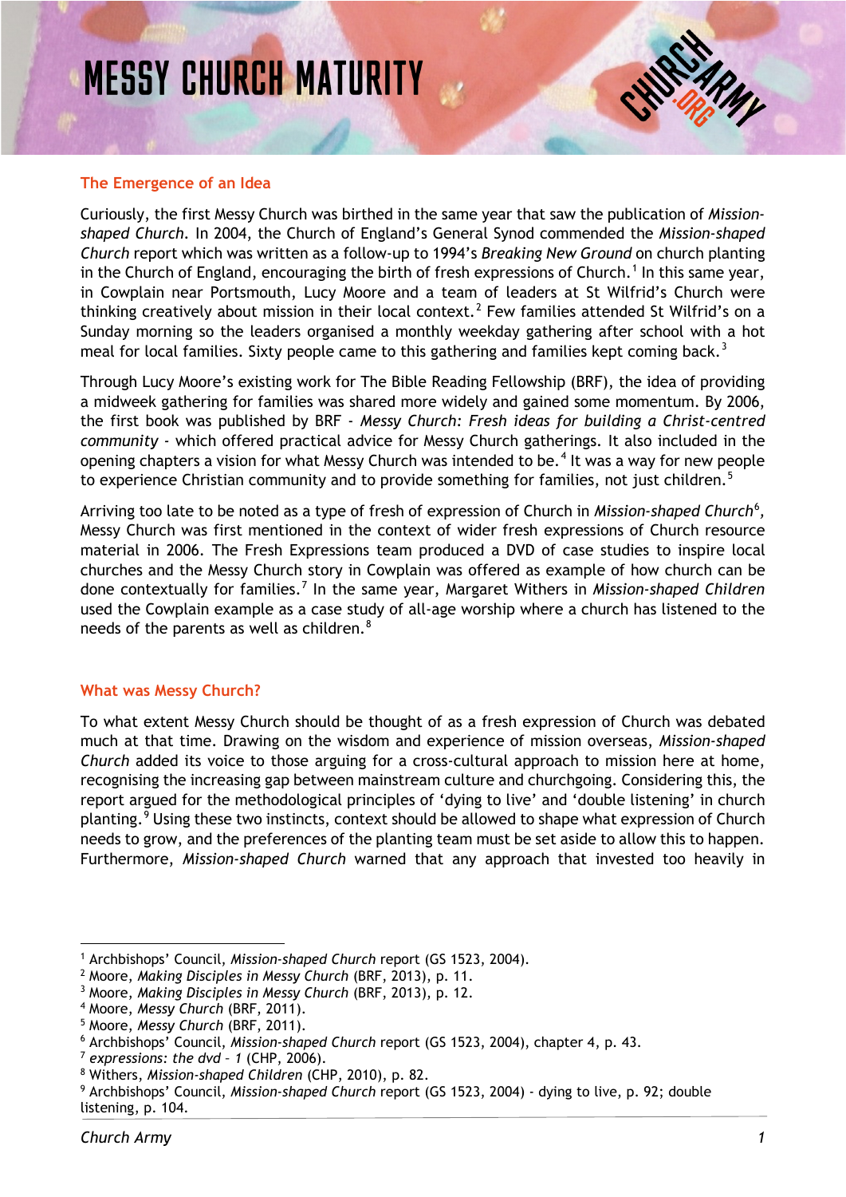# MESSY CHURCH MATURITY

## The Emergence of an Idea

Curiously, the first Messy Church was birthed in the same year that saw the publication of *Mission-shaped Church*. In 2004, the Church of England's General Synod commended the *Mission-shaped Church* report which was written as a follow-up to 1994's *Breaking New Ground* on church planting in the Church of England, encouraging the birth of fresh expressions of Church.[1] In this same year, in Cowplain near Portsmouth, Lucy Moore and a team of leaders at St Wilfrid's Church were thinking creatively about mission in their local context.[2] Few families attended St Wilfrid's on a Sunday morning so the leaders organised a monthly weekday gathering after school with a hot meal for local families. Sixty people came to this gathering and families kept coming back.[3]

Through Lucy Moore's existing work for The Bible Reading Fellowship (BRF), the idea of providing a midweek gathering for families was shared more widely and gained some momentum. By 2006, the first book was published by BRF - *Messy Church: Fresh ideas for building a Christ-centred community* - which offered practical advice for Messy Church gatherings. It also included in the opening chapters a vision for what Messy Church was intended to be.[4] It was a way for new people to experience Christian community and to provide something for families, not just children.[5]

Arriving too late to be noted as a type of fresh of expression of Church in *Mission-shaped Church*[6], Messy Church was first mentioned in the context of wider fresh expressions of Church resource material in 2006. The Fresh Expressions team produced a DVD of case studies to inspire local churches and the Messy Church story in Cowplain was offered as example of how church can be done contextually for families.[7] In the same year, Margaret Withers in *Mission-shaped Children* used the Cowplain example as a case study of all-age worship where a church has listened to the needs of the parents as well as children.[8]

## What was Messy Church?

To what extent Messy Church should be thought of as a fresh expression of Church was debated much at that time. Drawing on the wisdom and experience of mission overseas, *Mission-shaped Church* added its voice to those arguing for a cross-cultural approach to mission here at home, recognising the increasing gap between mainstream culture and churchgoing. Considering this, the report argued for the methodological principles of 'dying to live' and 'double listening' in church planting.[9] Using these two instincts, context should be allowed to shape what expression of Church needs to grow, and the preferences of the planting team must be set aside to allow this to happen. Furthermore, *Mission-shaped Church* warned that any approach that invested too heavily in

---

[1] Archbishops' Council, *Mission-shaped Church* report (GS 1523, 2004).
[2] Moore, *Making Disciples in Messy Church* (BRF, 2013), p. 11.
[3] Moore, *Making Disciples in Messy Church* (BRF, 2013), p. 12.
[4] Moore, *Messy Church* (BRF, 2011).
[5] Moore, *Messy Church* (BRF, 2011).
[6] Archbishops' Council, *Mission-shaped Church* report (GS 1523, 2004), chapter 4, p. 43.
[7] *expressions: the dvd – 1* (CHP, 2006).
[8] Withers, *Mission-shaped Children* (CHP, 2010), p. 82.
[9] Archbishops' Council, *Mission-shaped Church* report (GS 1523, 2004) - dying to live, p. 92; double listening, p. 104.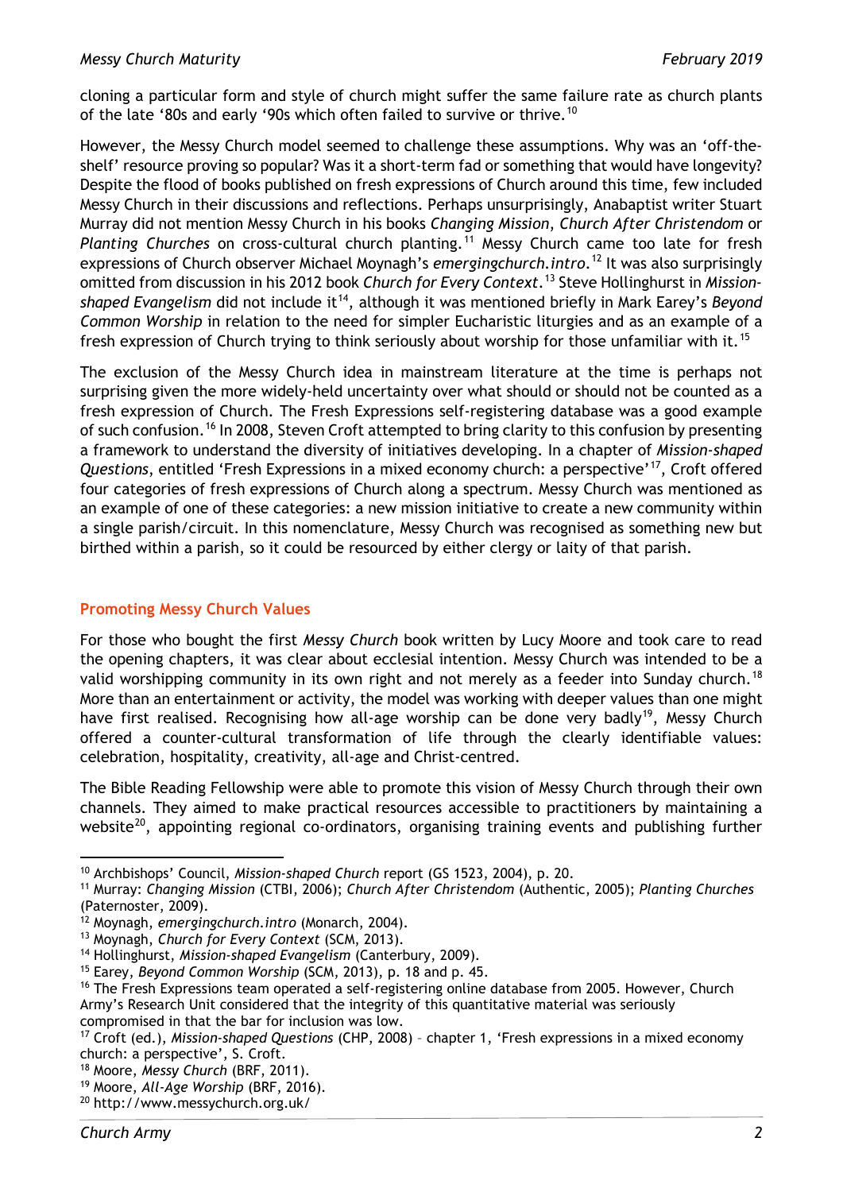cloning a particular form and style of church might suffer the same failure rate as church plants of the late '80s and early '90s which often failed to survive or thrive.[10]

However, the Messy Church model seemed to challenge these assumptions. Why was an 'off-the-shelf' resource proving so popular? Was it a short-term fad or something that would have longevity? Despite the flood of books published on fresh expressions of Church around this time, few included Messy Church in their discussions and reflections. Perhaps unsurprisingly, Anabaptist writer Stuart Murray did not mention Messy Church in his books *Changing Mission*, *Church After Christendom* or *Planting Churches* on cross-cultural church planting.[11] Messy Church came too late for fresh expressions of Church observer Michael Moynagh's *emergingchurch.intro*.[12] It was also surprisingly omitted from discussion in his 2012 book *Church for Every Context*.[13] Steve Hollinghurst in *Mission-shaped Evangelism* did not include it[14], although it was mentioned briefly in Mark Earey's *Beyond Common Worship* in relation to the need for simpler Eucharistic liturgies and as an example of a fresh expression of Church trying to think seriously about worship for those unfamiliar with it.[15]

The exclusion of the Messy Church idea in mainstream literature at the time is perhaps not surprising given the more widely-held uncertainty over what should or should not be counted as a fresh expression of Church. The Fresh Expressions self-registering database was a good example of such confusion.[16] In 2008, Steven Croft attempted to bring clarity to this confusion by presenting a framework to understand the diversity of initiatives developing. In a chapter of *Mission-shaped Questions*, entitled 'Fresh Expressions in a mixed economy church: a perspective'[17], Croft offered four categories of fresh expressions of Church along a spectrum. Messy Church was mentioned as an example of one of these categories: a new mission initiative to create a new community within a single parish/circuit. In this nomenclature, Messy Church was recognised as something new but birthed within a parish, so it could be resourced by either clergy or laity of that parish.

## Promoting Messy Church Values

For those who bought the first *Messy Church* book written by Lucy Moore and took care to read the opening chapters, it was clear about ecclesial intention. Messy Church was intended to be a valid worshipping community in its own right and not merely as a feeder into Sunday church.[18] More than an entertainment or activity, the model was working with deeper values than one might have first realised. Recognising how all-age worship can be done very badly[19], Messy Church offered a counter-cultural transformation of life through the clearly identifiable values: celebration, hospitality, creativity, all-age and Christ-centred.

The Bible Reading Fellowship were able to promote this vision of Messy Church through their own channels. They aimed to make practical resources accessible to practitioners by maintaining a website[20], appointing regional co-ordinators, organising training events and publishing further

---

[10] Archbishops' Council, *Mission-shaped Church* report (GS 1523, 2004), p. 20.

[11] Murray: *Changing Mission* (CTBI, 2006); *Church After Christendom* (Authentic, 2005); *Planting Churches* (Paternoster, 2009).

[12] Moynagh, *emergingchurch.intro* (Monarch, 2004).

[13] Moynagh, *Church for Every Context* (SCM, 2013).

[14] Hollinghurst, *Mission-shaped Evangelism* (Canterbury, 2009).

[15] Earey, *Beyond Common Worship* (SCM, 2013), p. 18 and p. 45.

[16] The Fresh Expressions team operated a self-registering online database from 2005. However, Church Army's Research Unit considered that the integrity of this quantitative material was seriously compromised in that the bar for inclusion was low.

[17] Croft (ed.), *Mission-shaped Questions* (CHP, 2008) – chapter 1, 'Fresh expressions in a mixed economy church: a perspective', S. Croft.

[18] Moore, *Messy Church* (BRF, 2011).

[19] Moore, *All-Age Worship* (BRF, 2016).

[20] http://www.messychurch.org.uk/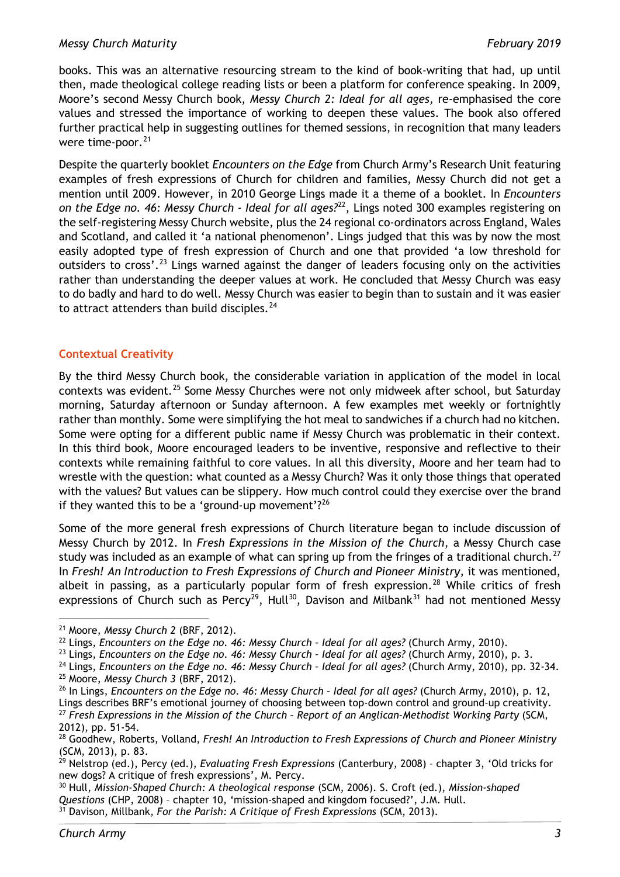books. This was an alternative resourcing stream to the kind of book-writing that had, up until then, made theological college reading lists or been a platform for conference speaking. In 2009, Moore's second Messy Church book, *Messy Church 2: Ideal for all ages,* re-emphasised the core values and stressed the importance of working to deepen these values. The book also offered further practical help in suggesting outlines for themed sessions, in recognition that many leaders were time-poor.[21]

Despite the quarterly booklet *Encounters on the Edge* from Church Army's Research Unit featuring examples of fresh expressions of Church for children and families, Messy Church did not get a mention until 2009. However, in 2010 George Lings made it a theme of a booklet. In *Encounters on the Edge no. 46: Messy Church - Ideal for all ages?*[22], Lings noted 300 examples registering on the self-registering Messy Church website, plus the 24 regional co-ordinators across England, Wales and Scotland, and called it 'a national phenomenon'. Lings judged that this was by now the most easily adopted type of fresh expression of Church and one that provided 'a low threshold for outsiders to cross'.[23] Lings warned against the danger of leaders focusing only on the activities rather than understanding the deeper values at work. He concluded that Messy Church was easy to do badly and hard to do well. Messy Church was easier to begin than to sustain and it was easier to attract attenders than build disciples.[24]

## Contextual Creativity

By the third Messy Church book, the considerable variation in application of the model in local contexts was evident.[25] Some Messy Churches were not only midweek after school, but Saturday morning, Saturday afternoon or Sunday afternoon. A few examples met weekly or fortnightly rather than monthly. Some were simplifying the hot meal to sandwiches if a church had no kitchen. Some were opting for a different public name if Messy Church was problematic in their context. In this third book, Moore encouraged leaders to be inventive, responsive and reflective to their contexts while remaining faithful to core values. In all this diversity, Moore and her team had to wrestle with the question: what counted as a Messy Church? Was it only those things that operated with the values? But values can be slippery. How much control could they exercise over the brand if they wanted this to be a 'ground-up movement'?[26]

Some of the more general fresh expressions of Church literature began to include discussion of Messy Church by 2012. In *Fresh Expressions in the Mission of the Church,* a Messy Church case study was included as an example of what can spring up from the fringes of a traditional church.[27] In *Fresh! An Introduction to Fresh Expressions of Church and Pioneer Ministry,* it was mentioned, albeit in passing, as a particularly popular form of fresh expression.[28] While critics of fresh expressions of Church such as Percy[29], Hull[30], Davison and Milbank[31] had not mentioned Messy

---

[21] Moore, *Messy Church 2* (BRF, 2012).

[22] Lings, *Encounters on the Edge no. 46: Messy Church – Ideal for all ages?* (Church Army, 2010).

[23] Lings, *Encounters on the Edge no. 46: Messy Church – Ideal for all ages?* (Church Army, 2010), p. 3.

[24] Lings, *Encounters on the Edge no. 46: Messy Church – Ideal for all ages?* (Church Army, 2010), pp. 32-34.

[25] Moore, *Messy Church 3* (BRF, 2012).

[26] In Lings, *Encounters on the Edge no. 46: Messy Church – Ideal for all ages?* (Church Army, 2010), p. 12, Lings describes BRF's emotional journey of choosing between top-down control and ground-up creativity.

[27] *Fresh Expressions in the Mission of the Church – Report of an Anglican-Methodist Working Party* (SCM, 2012), pp. 51-54.

[28] Goodhew, Roberts, Volland, *Fresh! An Introduction to Fresh Expressions of Church and Pioneer Ministry* (SCM, 2013), p. 83.

[29] Nelstrop (ed.), Percy (ed.), *Evaluating Fresh Expressions* (Canterbury, 2008) – chapter 3, 'Old tricks for new dogs? A critique of fresh expressions', M. Percy.

[30] Hull, *Mission-Shaped Church: A theological response* (SCM, 2006). S. Croft (ed.), *Mission-shaped Questions* (CHP, 2008) – chapter 10, 'mission-shaped and kingdom focused?', J.M. Hull.

[31] Davison, Millbank, *For the Parish: A Critique of Fresh Expressions* (SCM, 2013).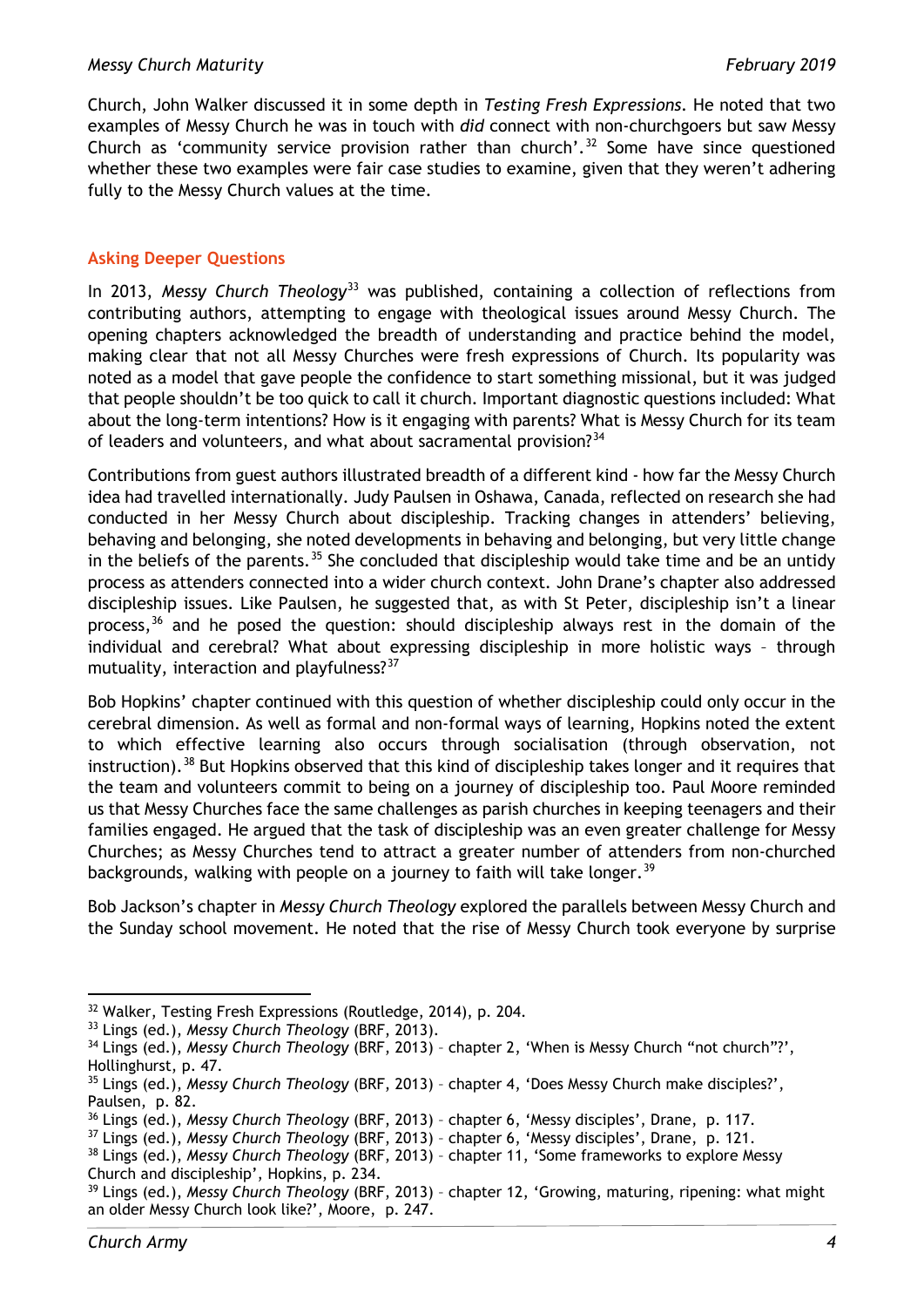Church, John Walker discussed it in some depth in *Testing Fresh Expressions*. He noted that two examples of Messy Church he was in touch with *did* connect with non-churchgoers but saw Messy Church as 'community service provision rather than church'.[32] Some have since questioned whether these two examples were fair case studies to examine, given that they weren't adhering fully to the Messy Church values at the time.

## Asking Deeper Questions

In 2013, *Messy Church Theology*[33] was published, containing a collection of reflections from contributing authors, attempting to engage with theological issues around Messy Church. The opening chapters acknowledged the breadth of understanding and practice behind the model, making clear that not all Messy Churches were fresh expressions of Church. Its popularity was noted as a model that gave people the confidence to start something missional, but it was judged that people shouldn't be too quick to call it church. Important diagnostic questions included: What about the long-term intentions? How is it engaging with parents? What is Messy Church for its team of leaders and volunteers, and what about sacramental provision?[34]

Contributions from guest authors illustrated breadth of a different kind - how far the Messy Church idea had travelled internationally. Judy Paulsen in Oshawa, Canada, reflected on research she had conducted in her Messy Church about discipleship. Tracking changes in attenders' believing, behaving and belonging, she noted developments in behaving and belonging, but very little change in the beliefs of the parents.[35] She concluded that discipleship would take time and be an untidy process as attenders connected into a wider church context. John Drane's chapter also addressed discipleship issues. Like Paulsen, he suggested that, as with St Peter, discipleship isn't a linear process,[36] and he posed the question: should discipleship always rest in the domain of the individual and cerebral? What about expressing discipleship in more holistic ways – through mutuality, interaction and playfulness?[37]

Bob Hopkins' chapter continued with this question of whether discipleship could only occur in the cerebral dimension. As well as formal and non-formal ways of learning, Hopkins noted the extent to which effective learning also occurs through socialisation (through observation, not instruction).[38] But Hopkins observed that this kind of discipleship takes longer and it requires that the team and volunteers commit to being on a journey of discipleship too. Paul Moore reminded us that Messy Churches face the same challenges as parish churches in keeping teenagers and their families engaged. He argued that the task of discipleship was an even greater challenge for Messy Churches; as Messy Churches tend to attract a greater number of attenders from non-churched backgrounds, walking with people on a journey to faith will take longer.[39]

Bob Jackson's chapter in *Messy Church Theology* explored the parallels between Messy Church and the Sunday school movement. He noted that the rise of Messy Church took everyone by surprise

---

[32] Walker, Testing Fresh Expressions (Routledge, 2014), p. 204.

[33] Lings (ed.), *Messy Church Theology* (BRF, 2013).

[34] Lings (ed.), *Messy Church Theology* (BRF, 2013) – chapter 2, 'When is Messy Church "not church"?', Hollinghurst, p. 47.

[35] Lings (ed.), *Messy Church Theology* (BRF, 2013) – chapter 4, 'Does Messy Church make disciples?', Paulsen, p. 82.

[36] Lings (ed.), *Messy Church Theology* (BRF, 2013) – chapter 6, 'Messy disciples', Drane, p. 117.

[37] Lings (ed.), *Messy Church Theology* (BRF, 2013) – chapter 6, 'Messy disciples', Drane, p. 121.

[38] Lings (ed.), *Messy Church Theology* (BRF, 2013) – chapter 11, 'Some frameworks to explore Messy Church and discipleship', Hopkins, p. 234.

[39] Lings (ed.), *Messy Church Theology* (BRF, 2013) – chapter 12, 'Growing, maturing, ripening: what might an older Messy Church look like?', Moore, p. 247.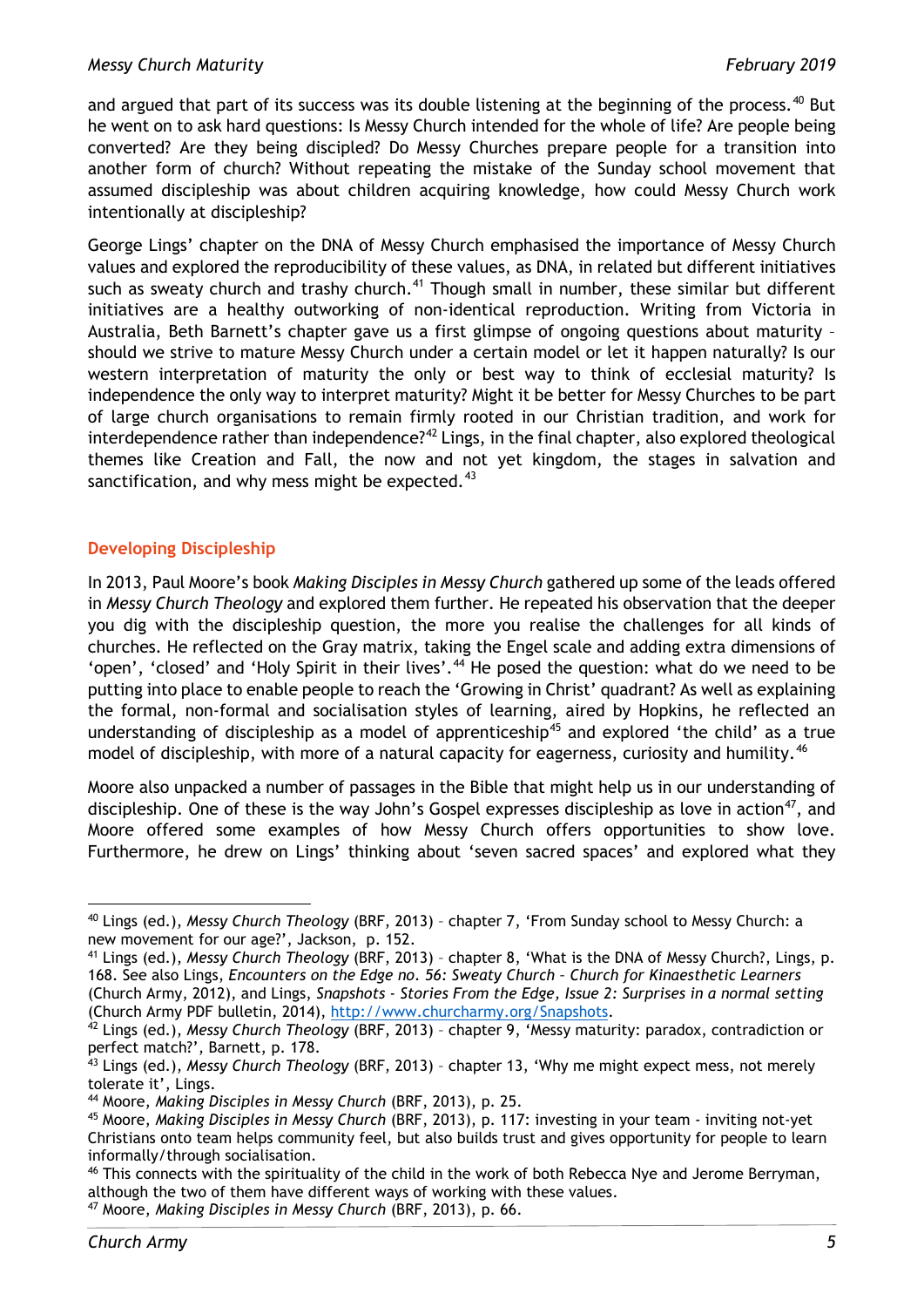and argued that part of its success was its double listening at the beginning of the process.[40] But he went on to ask hard questions: Is Messy Church intended for the whole of life? Are people being converted? Are they being discipled? Do Messy Churches prepare people for a transition into another form of church? Without repeating the mistake of the Sunday school movement that assumed discipleship was about children acquiring knowledge, how could Messy Church work intentionally at discipleship?

George Lings' chapter on the DNA of Messy Church emphasised the importance of Messy Church values and explored the reproducibility of these values, as DNA, in related but different initiatives such as sweaty church and trashy church.[41] Though small in number, these similar but different initiatives are a healthy outworking of non-identical reproduction. Writing from Victoria in Australia, Beth Barnett's chapter gave us a first glimpse of ongoing questions about maturity – should we strive to mature Messy Church under a certain model or let it happen naturally? Is our western interpretation of maturity the only or best way to think of ecclesial maturity? Is independence the only way to interpret maturity? Might it be better for Messy Churches to be part of large church organisations to remain firmly rooted in our Christian tradition, and work for interdependence rather than independence?[42] Lings, in the final chapter, also explored theological themes like Creation and Fall, the now and not yet kingdom, the stages in salvation and sanctification, and why mess might be expected.[43]

## Developing Discipleship

In 2013, Paul Moore's book *Making Disciples in Messy Church* gathered up some of the leads offered in *Messy Church Theology* and explored them further. He repeated his observation that the deeper you dig with the discipleship question, the more you realise the challenges for all kinds of churches. He reflected on the Gray matrix, taking the Engel scale and adding extra dimensions of 'open', 'closed' and 'Holy Spirit in their lives'.[44] He posed the question: what do we need to be putting into place to enable people to reach the 'Growing in Christ' quadrant? As well as explaining the formal, non-formal and socialisation styles of learning, aired by Hopkins, he reflected an understanding of discipleship as a model of apprenticeship[45] and explored 'the child' as a true model of discipleship, with more of a natural capacity for eagerness, curiosity and humility.[46]

Moore also unpacked a number of passages in the Bible that might help us in our understanding of discipleship. One of these is the way John's Gospel expresses discipleship as love in action[47], and Moore offered some examples of how Messy Church offers opportunities to show love. Furthermore, he drew on Lings' thinking about 'seven sacred spaces' and explored what they

---

[40] Lings (ed.), *Messy Church Theology* (BRF, 2013) – chapter 7, 'From Sunday school to Messy Church: a new movement for our age?', Jackson, p. 152.

[41] Lings (ed.), *Messy Church Theology* (BRF, 2013) – chapter 8, 'What is the DNA of Messy Church?, Lings, p. 168. See also Lings, *Encounters on the Edge no. 56: Sweaty Church – Church for Kinaesthetic Learners* (Church Army, 2012), and Lings, *Snapshots - Stories From the Edge, Issue 2: Surprises in a normal setting* (Church Army PDF bulletin, 2014), http://www.churcharmy.org/Snapshots.

[42] Lings (ed.), *Messy Church Theology* (BRF, 2013) – chapter 9, 'Messy maturity: paradox, contradiction or perfect match?', Barnett, p. 178.

[43] Lings (ed.), *Messy Church Theology* (BRF, 2013) – chapter 13, 'Why me might expect mess, not merely tolerate it', Lings.

[44] Moore, *Making Disciples in Messy Church* (BRF, 2013), p. 25.

[45] Moore, *Making Disciples in Messy Church* (BRF, 2013), p. 117: investing in your team - inviting not-yet Christians onto team helps community feel, but also builds trust and gives opportunity for people to learn informally/through socialisation.

[46] This connects with the spirituality of the child in the work of both Rebecca Nye and Jerome Berryman, although the two of them have different ways of working with these values.

[47] Moore, *Making Disciples in Messy Church* (BRF, 2013), p. 66.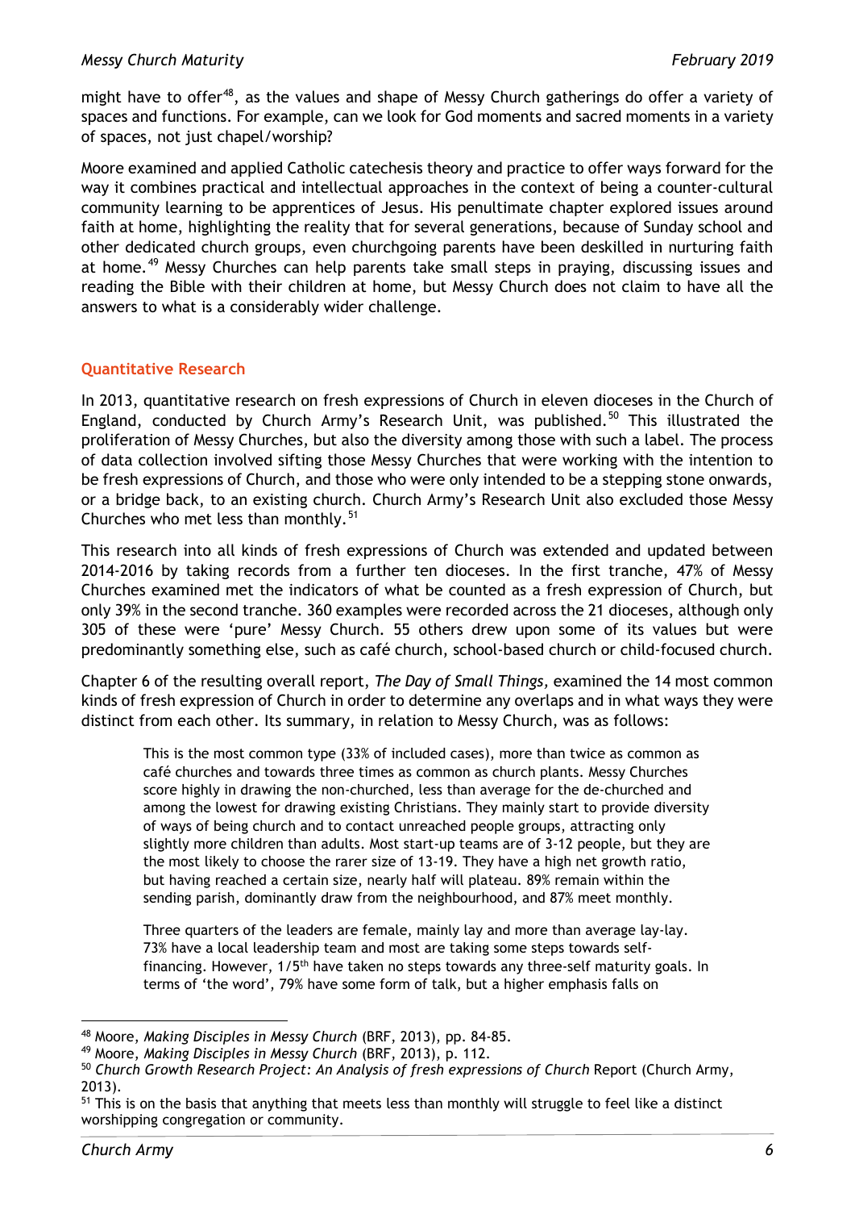might have to offer[48], as the values and shape of Messy Church gatherings do offer a variety of spaces and functions. For example, can we look for God moments and sacred moments in a variety of spaces, not just chapel/worship?

Moore examined and applied Catholic catechesis theory and practice to offer ways forward for the way it combines practical and intellectual approaches in the context of being a counter-cultural community learning to be apprentices of Jesus. His penultimate chapter explored issues around faith at home, highlighting the reality that for several generations, because of Sunday school and other dedicated church groups, even churchgoing parents have been deskilled in nurturing faith at home.[49] Messy Churches can help parents take small steps in praying, discussing issues and reading the Bible with their children at home, but Messy Church does not claim to have all the answers to what is a considerably wider challenge.

## Quantitative Research

In 2013, quantitative research on fresh expressions of Church in eleven dioceses in the Church of England, conducted by Church Army's Research Unit, was published.[50] This illustrated the proliferation of Messy Churches, but also the diversity among those with such a label. The process of data collection involved sifting those Messy Churches that were working with the intention to be fresh expressions of Church, and those who were only intended to be a stepping stone onwards, or a bridge back, to an existing church. Church Army's Research Unit also excluded those Messy Churches who met less than monthly.[51]

This research into all kinds of fresh expressions of Church was extended and updated between 2014-2016 by taking records from a further ten dioceses. In the first tranche, 47% of Messy Churches examined met the indicators of what be counted as a fresh expression of Church, but only 39% in the second tranche. 360 examples were recorded across the 21 dioceses, although only 305 of these were 'pure' Messy Church. 55 others drew upon some of its values but were predominantly something else, such as café church, school-based church or child-focused church.

Chapter 6 of the resulting overall report, *The Day of Small Things,* examined the 14 most common kinds of fresh expression of Church in order to determine any overlaps and in what ways they were distinct from each other. Its summary, in relation to Messy Church, was as follows:

> This is the most common type (33% of included cases), more than twice as common as café churches and towards three times as common as church plants. Messy Churches score highly in drawing the non-churched, less than average for the de-churched and among the lowest for drawing existing Christians. They mainly start to provide diversity of ways of being church and to contact unreached people groups, attracting only slightly more children than adults. Most start-up teams are of 3-12 people, but they are the most likely to choose the rarer size of 13-19. They have a high net growth ratio, but having reached a certain size, nearly half will plateau. 89% remain within the sending parish, dominantly draw from the neighbourhood, and 87% meet monthly.
>
> Three quarters of the leaders are female, mainly lay and more than average lay-lay. 73% have a local leadership team and most are taking some steps towards self-financing. However, 1/5th have taken no steps towards any three-self maturity goals. In terms of 'the word', 79% have some form of talk, but a higher emphasis falls on

---

[48] Moore, *Making Disciples in Messy Church* (BRF, 2013), pp. 84-85.

[49] Moore, *Making Disciples in Messy Church* (BRF, 2013), p. 112.

[50] *Church Growth Research Project: An Analysis of fresh expressions of Church* Report (Church Army, 2013).

[51] This is on the basis that anything that meets less than monthly will struggle to feel like a distinct worshipping congregation or community.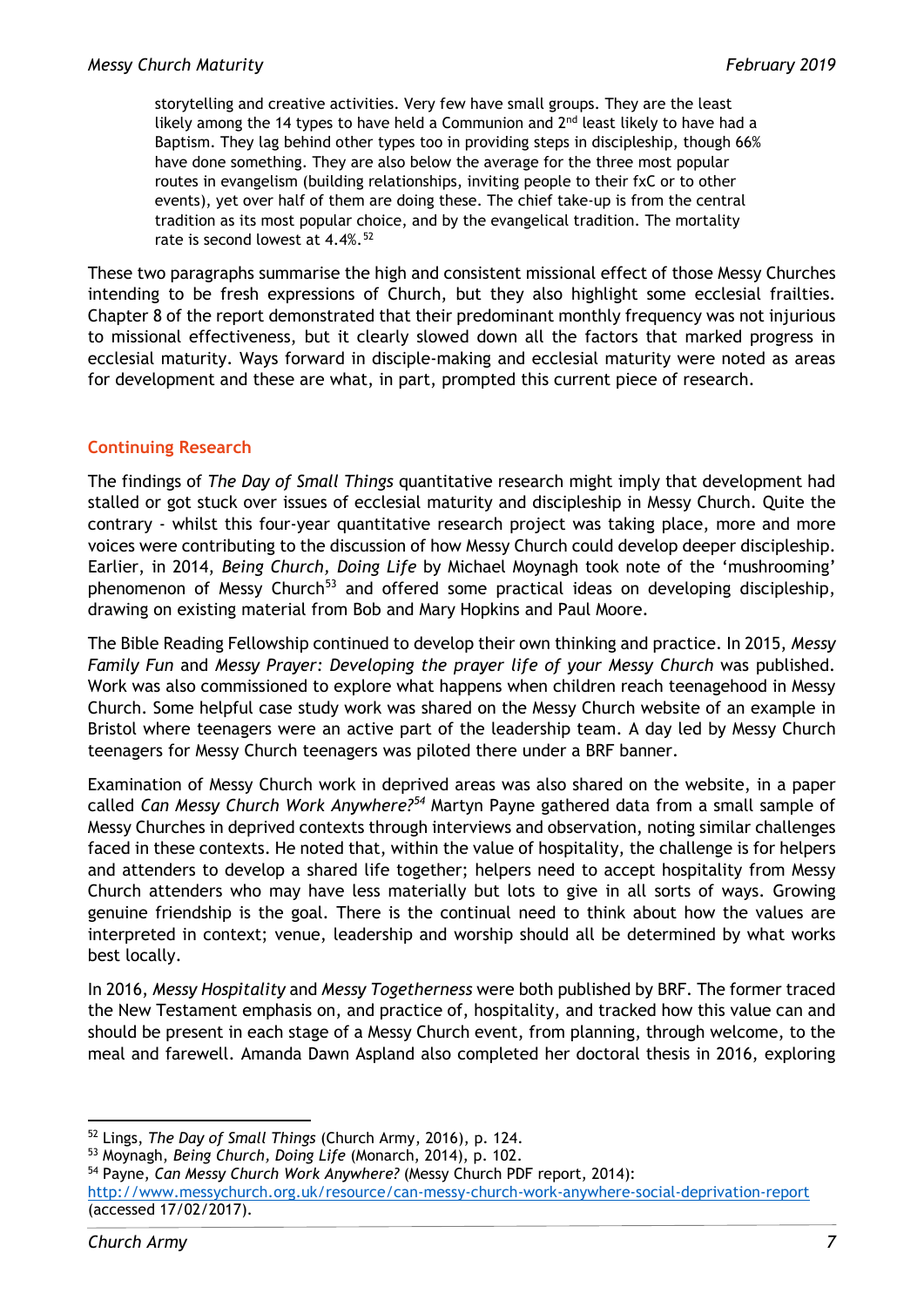> storytelling and creative activities. Very few have small groups. They are the least likely among the 14 types to have held a Communion and 2nd least likely to have had a Baptism. They lag behind other types too in providing steps in discipleship, though 66% have done something. They are also below the average for the three most popular routes in evangelism (building relationships, inviting people to their fxC or to other events), yet over half of them are doing these. The chief take-up is from the central tradition as its most popular choice, and by the evangelical tradition. The mortality rate is second lowest at 4.4%.[52]

These two paragraphs summarise the high and consistent missional effect of those Messy Churches intending to be fresh expressions of Church, but they also highlight some ecclesial frailties. Chapter 8 of the report demonstrated that their predominant monthly frequency was not injurious to missional effectiveness, but it clearly slowed down all the factors that marked progress in ecclesial maturity. Ways forward in disciple-making and ecclesial maturity were noted as areas for development and these are what, in part, prompted this current piece of research.

## Continuing Research

The findings of *The Day of Small Things* quantitative research might imply that development had stalled or got stuck over issues of ecclesial maturity and discipleship in Messy Church. Quite the contrary - whilst this four-year quantitative research project was taking place, more and more voices were contributing to the discussion of how Messy Church could develop deeper discipleship. Earlier, in 2014, *Being Church, Doing Life* by Michael Moynagh took note of the 'mushrooming' phenomenon of Messy Church[53] and offered some practical ideas on developing discipleship, drawing on existing material from Bob and Mary Hopkins and Paul Moore.

The Bible Reading Fellowship continued to develop their own thinking and practice. In 2015, *Messy Family Fun* and *Messy Prayer: Developing the prayer life of your Messy Church* was published. Work was also commissioned to explore what happens when children reach teenagehood in Messy Church. Some helpful case study work was shared on the Messy Church website of an example in Bristol where teenagers were an active part of the leadership team. A day led by Messy Church teenagers for Messy Church teenagers was piloted there under a BRF banner.

Examination of Messy Church work in deprived areas was also shared on the website, in a paper called *Can Messy Church Work Anywhere?*[54] Martyn Payne gathered data from a small sample of Messy Churches in deprived contexts through interviews and observation, noting similar challenges faced in these contexts. He noted that, within the value of hospitality, the challenge is for helpers and attenders to develop a shared life together; helpers need to accept hospitality from Messy Church attenders who may have less materially but lots to give in all sorts of ways. Growing genuine friendship is the goal. There is the continual need to think about how the values are interpreted in context; venue, leadership and worship should all be determined by what works best locally.

In 2016, *Messy Hospitality* and *Messy Togetherness* were both published by BRF. The former traced the New Testament emphasis on, and practice of, hospitality, and tracked how this value can and should be present in each stage of a Messy Church event, from planning, through welcome, to the meal and farewell. Amanda Dawn Aspland also completed her doctoral thesis in 2016, exploring

---

[52] Lings, *The Day of Small Things* (Church Army, 2016), p. 124.

[53] Moynagh, *Being Church, Doing Life* (Monarch, 2014), p. 102.

[54] Payne, *Can Messy Church Work Anywhere?* (Messy Church PDF report, 2014): http://www.messychurch.org.uk/resource/can-messy-church-work-anywhere-social-deprivation-report (accessed 17/02/2017).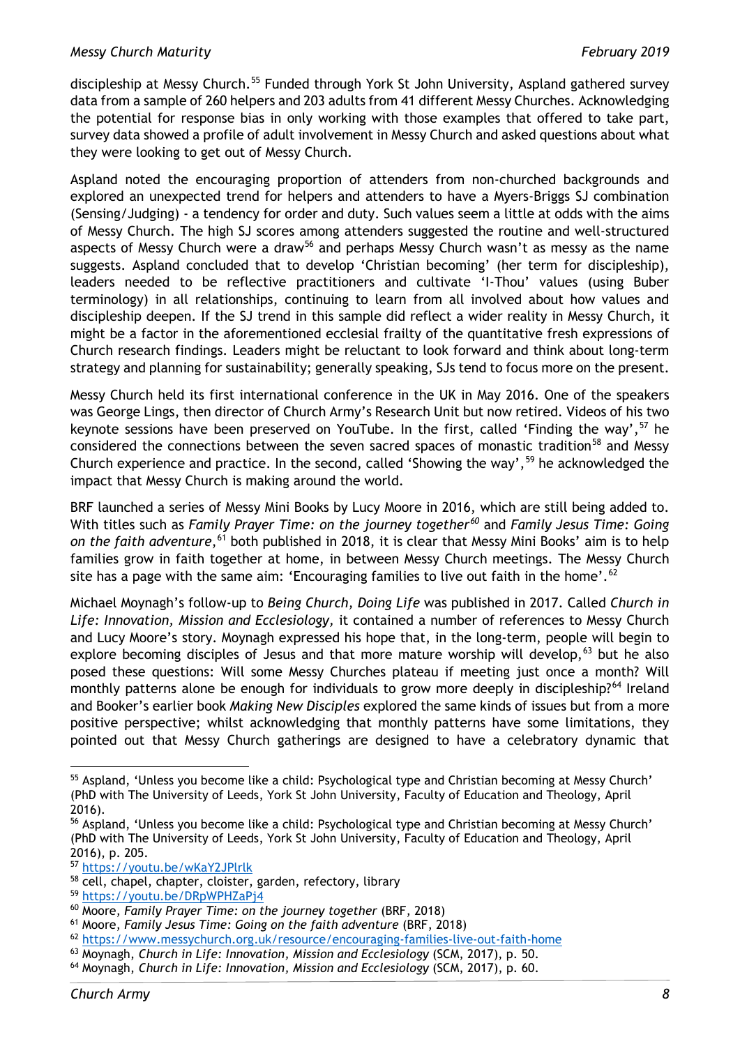discipleship at Messy Church.[55] Funded through York St John University, Aspland gathered survey data from a sample of 260 helpers and 203 adults from 41 different Messy Churches. Acknowledging the potential for response bias in only working with those examples that offered to take part, survey data showed a profile of adult involvement in Messy Church and asked questions about what they were looking to get out of Messy Church.

Aspland noted the encouraging proportion of attenders from non-churched backgrounds and explored an unexpected trend for helpers and attenders to have a Myers-Briggs SJ combination (Sensing/Judging) - a tendency for order and duty. Such values seem a little at odds with the aims of Messy Church. The high SJ scores among attenders suggested the routine and well-structured aspects of Messy Church were a draw[56] and perhaps Messy Church wasn't as messy as the name suggests. Aspland concluded that to develop 'Christian becoming' (her term for discipleship), leaders needed to be reflective practitioners and cultivate 'I-Thou' values (using Buber terminology) in all relationships, continuing to learn from all involved about how values and discipleship deepen. If the SJ trend in this sample did reflect a wider reality in Messy Church, it might be a factor in the aforementioned ecclesial frailty of the quantitative fresh expressions of Church research findings. Leaders might be reluctant to look forward and think about long-term strategy and planning for sustainability; generally speaking, SJs tend to focus more on the present.

Messy Church held its first international conference in the UK in May 2016. One of the speakers was George Lings, then director of Church Army's Research Unit but now retired. Videos of his two keynote sessions have been preserved on YouTube. In the first, called 'Finding the way',[57] he considered the connections between the seven sacred spaces of monastic tradition[58] and Messy Church experience and practice. In the second, called 'Showing the way',[59] he acknowledged the impact that Messy Church is making around the world.

BRF launched a series of Messy Mini Books by Lucy Moore in 2016, which are still being added to. With titles such as *Family Prayer Time: on the journey together*[60] and *Family Jesus Time: Going on the faith adventure*,[61] both published in 2018, it is clear that Messy Mini Books' aim is to help families grow in faith together at home, in between Messy Church meetings. The Messy Church site has a page with the same aim: 'Encouraging families to live out faith in the home'.[62]

Michael Moynagh's follow-up to *Being Church, Doing Life* was published in 2017. Called *Church in Life: Innovation, Mission and Ecclesiology,* it contained a number of references to Messy Church and Lucy Moore's story. Moynagh expressed his hope that, in the long-term, people will begin to explore becoming disciples of Jesus and that more mature worship will develop,[63] but he also posed these questions: Will some Messy Churches plateau if meeting just once a month? Will monthly patterns alone be enough for individuals to grow more deeply in discipleship?[64] Ireland and Booker's earlier book *Making New Disciples* explored the same kinds of issues but from a more positive perspective; whilst acknowledging that monthly patterns have some limitations, they pointed out that Messy Church gatherings are designed to have a celebratory dynamic that

---

[55] Aspland, 'Unless you become like a child: Psychological type and Christian becoming at Messy Church' (PhD with The University of Leeds, York St John University, Faculty of Education and Theology, April 2016).

[56] Aspland, 'Unless you become like a child: Psychological type and Christian becoming at Messy Church' (PhD with The University of Leeds, York St John University, Faculty of Education and Theology, April 2016), p. 205.

[57] https://youtu.be/wKaY2JPlrlk

[58] cell, chapel, chapter, cloister, garden, refectory, library

[59] https://youtu.be/DRpWPHZaPj4

[60] Moore, *Family Prayer Time: on the journey together* (BRF, 2018)

[61] Moore, *Family Jesus Time: Going on the faith adventure* (BRF, 2018)

[62] https://www.messychurch.org.uk/resource/encouraging-families-live-out-faith-home

[63] Moynagh, *Church in Life: Innovation, Mission and Ecclesiology* (SCM, 2017), p. 50.

[64] Moynagh, *Church in Life: Innovation, Mission and Ecclesiology* (SCM, 2017), p. 60.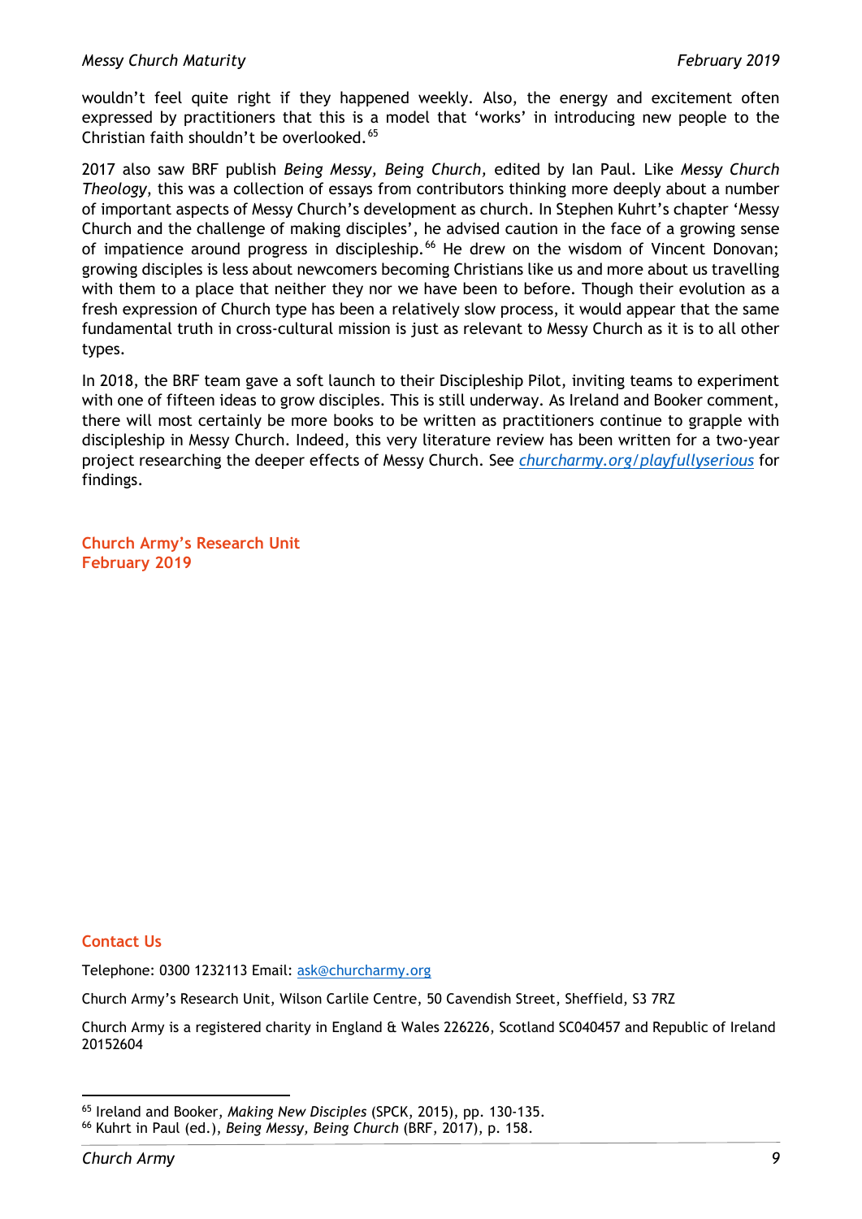wouldn't feel quite right if they happened weekly. Also, the energy and excitement often expressed by practitioners that this is a model that 'works' in introducing new people to the Christian faith shouldn't be overlooked.[65]

2017 also saw BRF publish *Being Messy, Being Church*, edited by Ian Paul. Like *Messy Church Theology*, this was a collection of essays from contributors thinking more deeply about a number of important aspects of Messy Church's development as church. In Stephen Kuhrt's chapter 'Messy Church and the challenge of making disciples', he advised caution in the face of a growing sense of impatience around progress in discipleship.[66] He drew on the wisdom of Vincent Donovan; growing disciples is less about newcomers becoming Christians like us and more about us travelling with them to a place that neither they nor we have been to before. Though their evolution as a fresh expression of Church type has been a relatively slow process, it would appear that the same fundamental truth in cross-cultural mission is just as relevant to Messy Church as it is to all other types.

In 2018, the BRF team gave a soft launch to their Discipleship Pilot, inviting teams to experiment with one of fifteen ideas to grow disciples. This is still underway. As Ireland and Booker comment, there will most certainly be more books to be written as practitioners continue to grapple with discipleship in Messy Church. Indeed, this very literature review has been written for a two-year project researching the deeper effects of Messy Church. See *churcharmy.org/playfullyserious* for findings.

**Church Army's Research Unit**
**February 2019**

**Contact Us**

Telephone: 0300 1232113 Email: ask@churcharmy.org

Church Army's Research Unit, Wilson Carlile Centre, 50 Cavendish Street, Sheffield, S3 7RZ

Church Army is a registered charity in England & Wales 226226, Scotland SC040457 and Republic of Ireland 20152604

---

[65] Ireland and Booker, *Making New Disciples* (SPCK, 2015), pp. 130-135.

[66] Kuhrt in Paul (ed.), *Being Messy, Being Church* (BRF, 2017), p. 158.